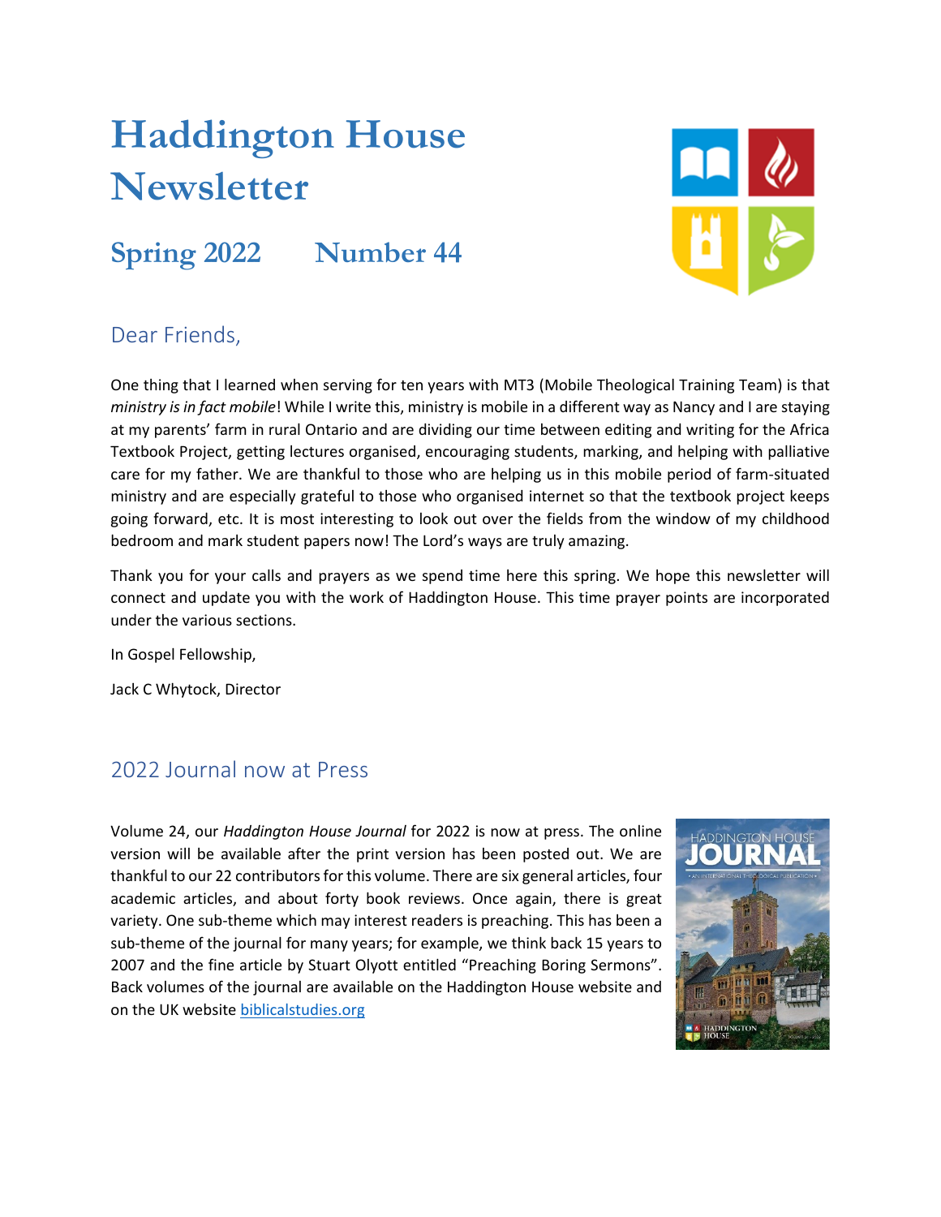# Haddington House Newsletter

## Spring 2022 Number 44

## Dear Friends,

One thing that I learned when serving for ten years with MT3 (Mobile Theological Training Team) is that *ministry is in fact mobile*! While I write this, ministry is mobile in a different way as Nancy and I are staying at my parents' farm in rural Ontario and are dividing our time between editing and writing for the Africa Textbook Project, getting lectures organised, encouraging students, marking, and helping with palliative care for my father. We are thankful to those who are helping us in this mobile period of farm-situated ministry and are especially grateful to those who organised internet so that the textbook project keeps going forward, etc. It is most interesting to look out over the fields from the window of my childhood bedroom and mark student papers now! The Lord's ways are truly amazing.

Thank you for your calls and prayers as we spend time here this spring. We hope this newsletter will connect and update you with the work of Haddington House. This time prayer points are incorporated under the various sections.

In Gospel Fellowship,

Jack C Whytock, Director

## 2022 Journal now at Press

Volume 24, our *Haddington House Journal* for 2022 is now at press. The online version will be available after the print version has been posted out. We are thankful to our 22 contributors for this volume. There are six general articles, four academic articles, and about forty book reviews. Once again, there is great variety. One sub-theme which may interest readers is preaching. This has been a sub-theme of the journal for many years; for example, we think back 15 years to 2007 and the fine article by Stuart Olyott entitled "Preaching Boring Sermons". Back volumes of the journal are available on the Haddington House website and on the UK website biblicalstudies.org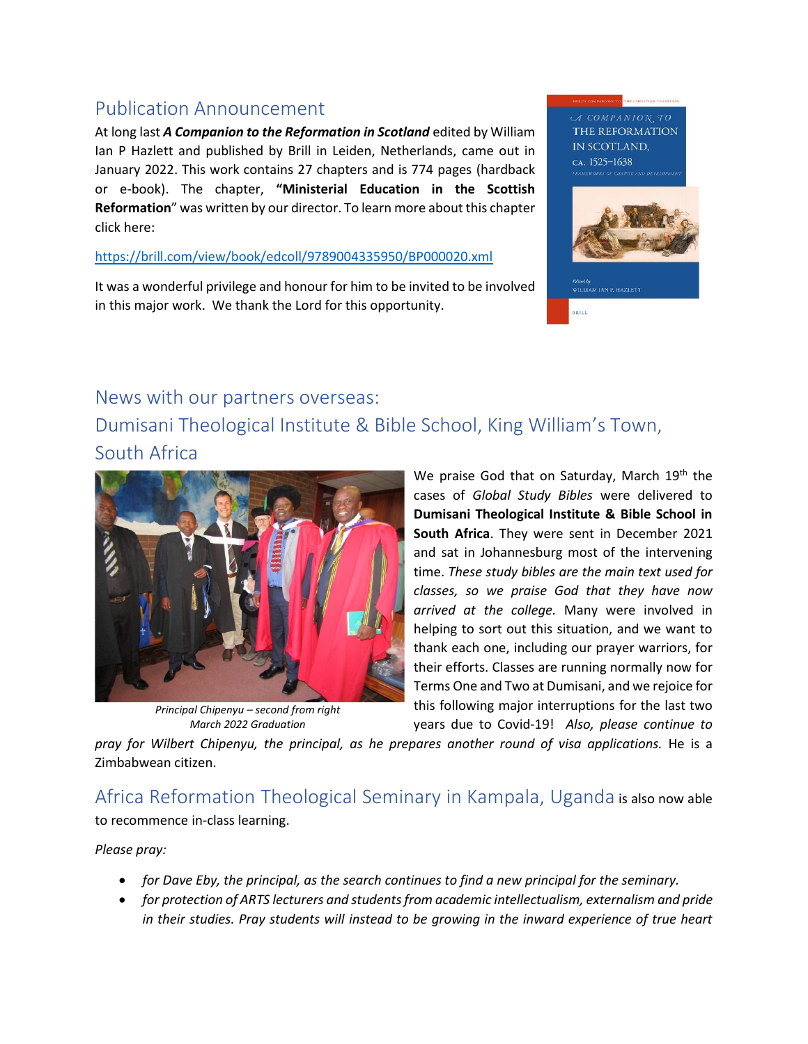## Publication Announcement

At long last ***A Companion to the Reformation in Scotland*** edited by William Ian P Hazlett and published by Brill in Leiden, Netherlands, came out in January 2022. This work contains 27 chapters and is 774 pages (hardback or e-book). The chapter, **"Ministerial Education in the Scottish Reformation**" was written by our director. To learn more about this chapter click here:

https://brill.com/view/book/edcoll/9789004335950/BP000020.xml

It was a wonderful privilege and honour for him to be invited to be involved in this major work. We thank the Lord for this opportunity.

## News with our partners overseas:

## Dumisani Theological Institute & Bible School, King William's Town, South Africa

*Principal Chipenyu – second from right*
*March 2022 Graduation*

We praise God that on Saturday, March 19th the cases of *Global Study Bibles* were delivered to **Dumisani Theological Institute & Bible School in South Africa**. They were sent in December 2021 and sat in Johannesburg most of the intervening time. *These study bibles are the main text used for classes, so we praise God that they have now arrived at the college.* Many were involved in helping to sort out this situation, and we want to thank each one, including our prayer warriors, for their efforts. Classes are running normally now for Terms One and Two at Dumisani, and we rejoice for this following major interruptions for the last two years due to Covid-19! *Also, please continue to pray for Wilbert Chipenyu, the principal, as he prepares another round of visa applications.* He is a Zimbabwean citizen.

## Africa Reformation Theological Seminary in Kampala, Uganda

is also now able to recommence in-class learning.

*Please pray:*

- *for Dave Eby, the principal, as the search continues to find a new principal for the seminary.*
- *for protection of ARTS lecturers and students from academic intellectualism, externalism and pride in their studies. Pray students will instead to be growing in the inward experience of true heart*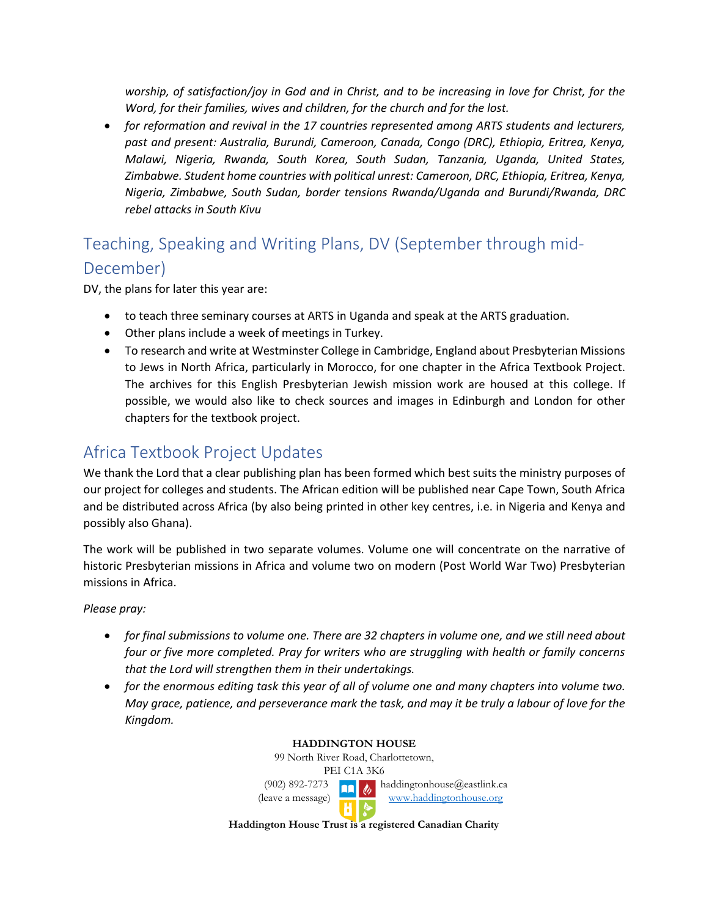*worship, of satisfaction/joy in God and in Christ, and to be increasing in love for Christ, for the Word, for their families, wives and children, for the church and for the lost.*

- *for reformation and revival in the 17 countries represented among ARTS students and lecturers, past and present: Australia, Burundi, Cameroon, Canada, Congo (DRC), Ethiopia, Eritrea, Kenya, Malawi, Nigeria, Rwanda, South Korea, South Sudan, Tanzania, Uganda, United States, Zimbabwe. Student home countries with political unrest: Cameroon, DRC, Ethiopia, Eritrea, Kenya, Nigeria, Zimbabwe, South Sudan, border tensions Rwanda/Uganda and Burundi/Rwanda, DRC rebel attacks in South Kivu*

## Teaching, Speaking and Writing Plans, DV (September through mid-December)

DV, the plans for later this year are:

- to teach three seminary courses at ARTS in Uganda and speak at the ARTS graduation.
- Other plans include a week of meetings in Turkey.
- To research and write at Westminster College in Cambridge, England about Presbyterian Missions to Jews in North Africa, particularly in Morocco, for one chapter in the Africa Textbook Project. The archives for this English Presbyterian Jewish mission work are housed at this college. If possible, we would also like to check sources and images in Edinburgh and London for other chapters for the textbook project.

## Africa Textbook Project Updates

We thank the Lord that a clear publishing plan has been formed which best suits the ministry purposes of our project for colleges and students. The African edition will be published near Cape Town, South Africa and be distributed across Africa (by also being printed in other key centres, i.e. in Nigeria and Kenya and possibly also Ghana).

The work will be published in two separate volumes. Volume one will concentrate on the narrative of historic Presbyterian missions in Africa and volume two on modern (Post World War Two) Presbyterian missions in Africa.

*Please pray:*

- *for final submissions to volume one. There are 32 chapters in volume one, and we still need about four or five more completed. Pray for writers who are struggling with health or family concerns that the Lord will strengthen them in their undertakings.*
- *for the enormous editing task this year of all of volume one and many chapters into volume two. May grace, patience, and perseverance mark the task, and may it be truly a labour of love for the Kingdom.*

**HADDINGTON HOUSE**
99 North River Road, Charlottetown,
PEI C1A 3K6
(902) 892-7273 (leave a message)
haddingtonhouse@eastlink.ca
www.haddingtonhouse.org

**Haddington House Trust is a registered Canadian Charity**